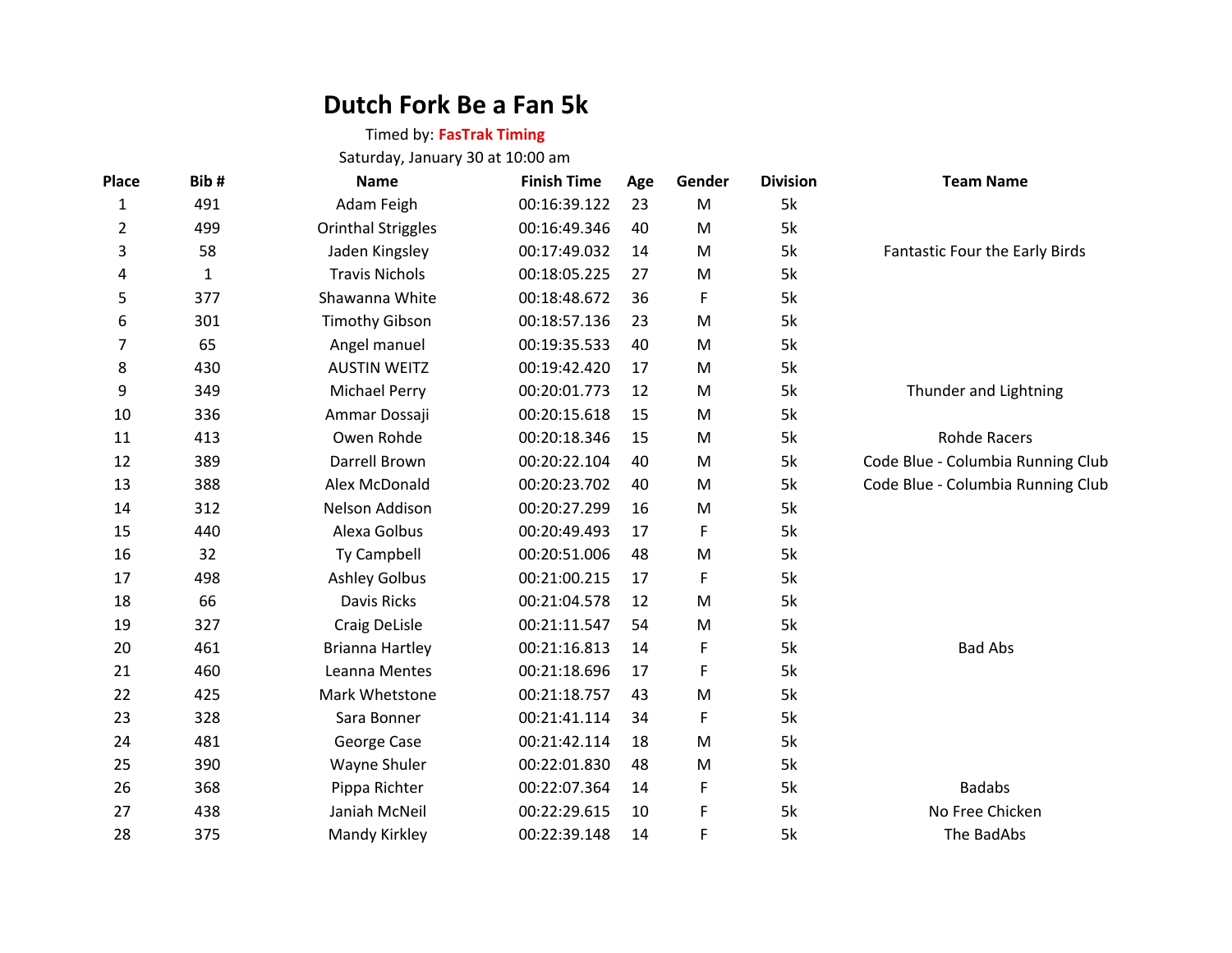# Dutch Fork Be a Fan 5k

Timed by: **FasTrak Timing**

Saturday, January 30 at 10:00 am

| Place | Bib # | Name | Finish Time | Age | Gender | Division | Team Name |
|---|---|---|---|---|---|---|---|
| 1 | 491 | Adam Feigh | 00:16:39.122 | 23 | M | 5k | |
| 2 | 499 | Orinthal Striggles | 00:16:49.346 | 40 | M | 5k | |
| 3 | 58 | Jaden Kingsley | 00:17:49.032 | 14 | M | 5k | Fantastic Four the Early Birds |
| 4 | 1 | Travis Nichols | 00:18:05.225 | 27 | M | 5k | |
| 5 | 377 | Shawanna White | 00:18:48.672 | 36 | F | 5k | |
| 6 | 301 | Timothy Gibson | 00:18:57.136 | 23 | M | 5k | |
| 7 | 65 | Angel manuel | 00:19:35.533 | 40 | M | 5k | |
| 8 | 430 | AUSTIN WEITZ | 00:19:42.420 | 17 | M | 5k | |
| 9 | 349 | Michael Perry | 00:20:01.773 | 12 | M | 5k | Thunder and Lightning |
| 10 | 336 | Ammar Dossaji | 00:20:15.618 | 15 | M | 5k | |
| 11 | 413 | Owen Rohde | 00:20:18.346 | 15 | M | 5k | Rohde Racers |
| 12 | 389 | Darrell Brown | 00:20:22.104 | 40 | M | 5k | Code Blue - Columbia Running Club |
| 13 | 388 | Alex McDonald | 00:20:23.702 | 40 | M | 5k | Code Blue - Columbia Running Club |
| 14 | 312 | Nelson Addison | 00:20:27.299 | 16 | M | 5k | |
| 15 | 440 | Alexa Golbus | 00:20:49.493 | 17 | F | 5k | |
| 16 | 32 | Ty Campbell | 00:20:51.006 | 48 | M | 5k | |
| 17 | 498 | Ashley Golbus | 00:21:00.215 | 17 | F | 5k | |
| 18 | 66 | Davis Ricks | 00:21:04.578 | 12 | M | 5k | |
| 19 | 327 | Craig DeLisle | 00:21:11.547 | 54 | M | 5k | |
| 20 | 461 | Brianna Hartley | 00:21:16.813 | 14 | F | 5k | Bad Abs |
| 21 | 460 | Leanna Mentes | 00:21:18.696 | 17 | F | 5k | |
| 22 | 425 | Mark Whetstone | 00:21:18.757 | 43 | M | 5k | |
| 23 | 328 | Sara Bonner | 00:21:41.114 | 34 | F | 5k | |
| 24 | 481 | George Case | 00:21:42.114 | 18 | M | 5k | |
| 25 | 390 | Wayne Shuler | 00:22:01.830 | 48 | M | 5k | |
| 26 | 368 | Pippa Richter | 00:22:07.364 | 14 | F | 5k | Badabs |
| 27 | 438 | Janiah McNeil | 00:22:29.615 | 10 | F | 5k | No Free Chicken |
| 28 | 375 | Mandy Kirkley | 00:22:39.148 | 14 | F | 5k | The BadAbs |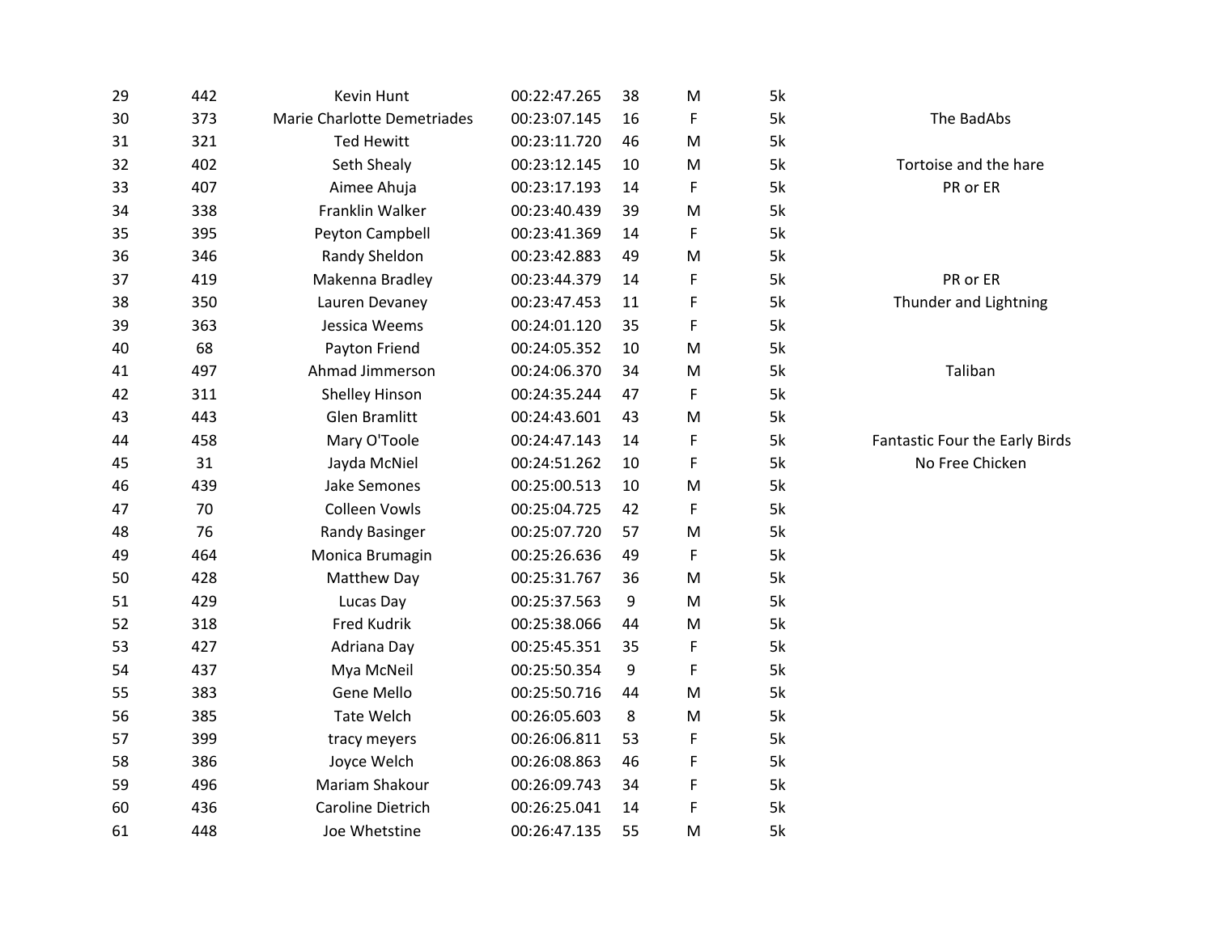| | | | | | | | |
|---|---|---|---|---|---|---|---|
| 29 | 442 | Kevin Hunt | 00:22:47.265 | 38 | M | 5k | |
| 30 | 373 | Marie Charlotte Demetriades | 00:23:07.145 | 16 | F | 5k | The BadAbs |
| 31 | 321 | Ted Hewitt | 00:23:11.720 | 46 | M | 5k | |
| 32 | 402 | Seth Shealy | 00:23:12.145 | 10 | M | 5k | Tortoise and the hare |
| 33 | 407 | Aimee Ahuja | 00:23:17.193 | 14 | F | 5k | PR or ER |
| 34 | 338 | Franklin Walker | 00:23:40.439 | 39 | M | 5k | |
| 35 | 395 | Peyton Campbell | 00:23:41.369 | 14 | F | 5k | |
| 36 | 346 | Randy Sheldon | 00:23:42.883 | 49 | M | 5k | |
| 37 | 419 | Makenna Bradley | 00:23:44.379 | 14 | F | 5k | PR or ER |
| 38 | 350 | Lauren Devaney | 00:23:47.453 | 11 | F | 5k | Thunder and Lightning |
| 39 | 363 | Jessica Weems | 00:24:01.120 | 35 | F | 5k | |
| 40 | 68 | Payton Friend | 00:24:05.352 | 10 | M | 5k | |
| 41 | 497 | Ahmad Jimmerson | 00:24:06.370 | 34 | M | 5k | Taliban |
| 42 | 311 | Shelley Hinson | 00:24:35.244 | 47 | F | 5k | |
| 43 | 443 | Glen Bramlitt | 00:24:43.601 | 43 | M | 5k | |
| 44 | 458 | Mary O'Toole | 00:24:47.143 | 14 | F | 5k | Fantastic Four the Early Birds |
| 45 | 31 | Jayda McNiel | 00:24:51.262 | 10 | F | 5k | No Free Chicken |
| 46 | 439 | Jake Semones | 00:25:00.513 | 10 | M | 5k | |
| 47 | 70 | Colleen Vowls | 00:25:04.725 | 42 | F | 5k | |
| 48 | 76 | Randy Basinger | 00:25:07.720 | 57 | M | 5k | |
| 49 | 464 | Monica Brumagin | 00:25:26.636 | 49 | F | 5k | |
| 50 | 428 | Matthew Day | 00:25:31.767 | 36 | M | 5k | |
| 51 | 429 | Lucas Day | 00:25:37.563 | 9 | M | 5k | |
| 52 | 318 | Fred Kudrik | 00:25:38.066 | 44 | M | 5k | |
| 53 | 427 | Adriana Day | 00:25:45.351 | 35 | F | 5k | |
| 54 | 437 | Mya McNeil | 00:25:50.354 | 9 | F | 5k | |
| 55 | 383 | Gene Mello | 00:25:50.716 | 44 | M | 5k | |
| 56 | 385 | Tate Welch | 00:26:05.603 | 8 | M | 5k | |
| 57 | 399 | tracy meyers | 00:26:06.811 | 53 | F | 5k | |
| 58 | 386 | Joyce Welch | 00:26:08.863 | 46 | F | 5k | |
| 59 | 496 | Mariam Shakour | 00:26:09.743 | 34 | F | 5k | |
| 60 | 436 | Caroline Dietrich | 00:26:25.041 | 14 | F | 5k | |
| 61 | 448 | Joe Whetstine | 00:26:47.135 | 55 | M | 5k | |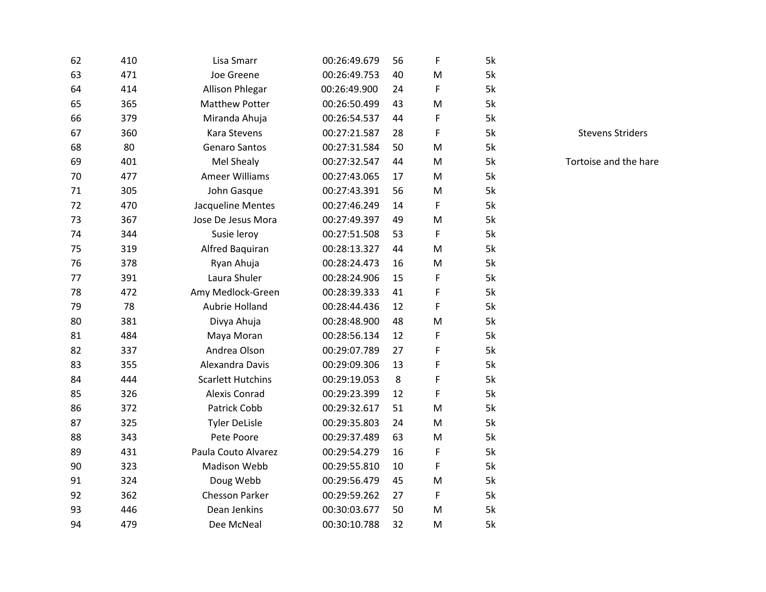| | | | | | | | |
|---|---|---|---|---|---|---|---|
| 62 | 410 | Lisa Smarr | 00:26:49.679 | 56 | F | 5k | |
| 63 | 471 | Joe Greene | 00:26:49.753 | 40 | M | 5k | |
| 64 | 414 | Allison Phlegar | 00:26:49.900 | 24 | F | 5k | |
| 65 | 365 | Matthew Potter | 00:26:50.499 | 43 | M | 5k | |
| 66 | 379 | Miranda Ahuja | 00:26:54.537 | 44 | F | 5k | |
| 67 | 360 | Kara Stevens | 00:27:21.587 | 28 | F | 5k | Stevens Striders |
| 68 | 80 | Genaro Santos | 00:27:31.584 | 50 | M | 5k | |
| 69 | 401 | Mel Shealy | 00:27:32.547 | 44 | M | 5k | Tortoise and the hare |
| 70 | 477 | Ameer Williams | 00:27:43.065 | 17 | M | 5k | |
| 71 | 305 | John Gasque | 00:27:43.391 | 56 | M | 5k | |
| 72 | 470 | Jacqueline Mentes | 00:27:46.249 | 14 | F | 5k | |
| 73 | 367 | Jose De Jesus Mora | 00:27:49.397 | 49 | M | 5k | |
| 74 | 344 | Susie leroy | 00:27:51.508 | 53 | F | 5k | |
| 75 | 319 | Alfred Baquiran | 00:28:13.327 | 44 | M | 5k | |
| 76 | 378 | Ryan Ahuja | 00:28:24.473 | 16 | M | 5k | |
| 77 | 391 | Laura Shuler | 00:28:24.906 | 15 | F | 5k | |
| 78 | 472 | Amy Medlock-Green | 00:28:39.333 | 41 | F | 5k | |
| 79 | 78 | Aubrie Holland | 00:28:44.436 | 12 | F | 5k | |
| 80 | 381 | Divya Ahuja | 00:28:48.900 | 48 | M | 5k | |
| 81 | 484 | Maya Moran | 00:28:56.134 | 12 | F | 5k | |
| 82 | 337 | Andrea Olson | 00:29:07.789 | 27 | F | 5k | |
| 83 | 355 | Alexandra Davis | 00:29:09.306 | 13 | F | 5k | |
| 84 | 444 | Scarlett Hutchins | 00:29:19.053 | 8 | F | 5k | |
| 85 | 326 | Alexis Conrad | 00:29:23.399 | 12 | F | 5k | |
| 86 | 372 | Patrick Cobb | 00:29:32.617 | 51 | M | 5k | |
| 87 | 325 | Tyler DeLisle | 00:29:35.803 | 24 | M | 5k | |
| 88 | 343 | Pete Poore | 00:29:37.489 | 63 | M | 5k | |
| 89 | 431 | Paula Couto Alvarez | 00:29:54.279 | 16 | F | 5k | |
| 90 | 323 | Madison Webb | 00:29:55.810 | 10 | F | 5k | |
| 91 | 324 | Doug Webb | 00:29:56.479 | 45 | M | 5k | |
| 92 | 362 | Chesson Parker | 00:29:59.262 | 27 | F | 5k | |
| 93 | 446 | Dean Jenkins | 00:30:03.677 | 50 | M | 5k | |
| 94 | 479 | Dee McNeal | 00:30:10.788 | 32 | M | 5k | |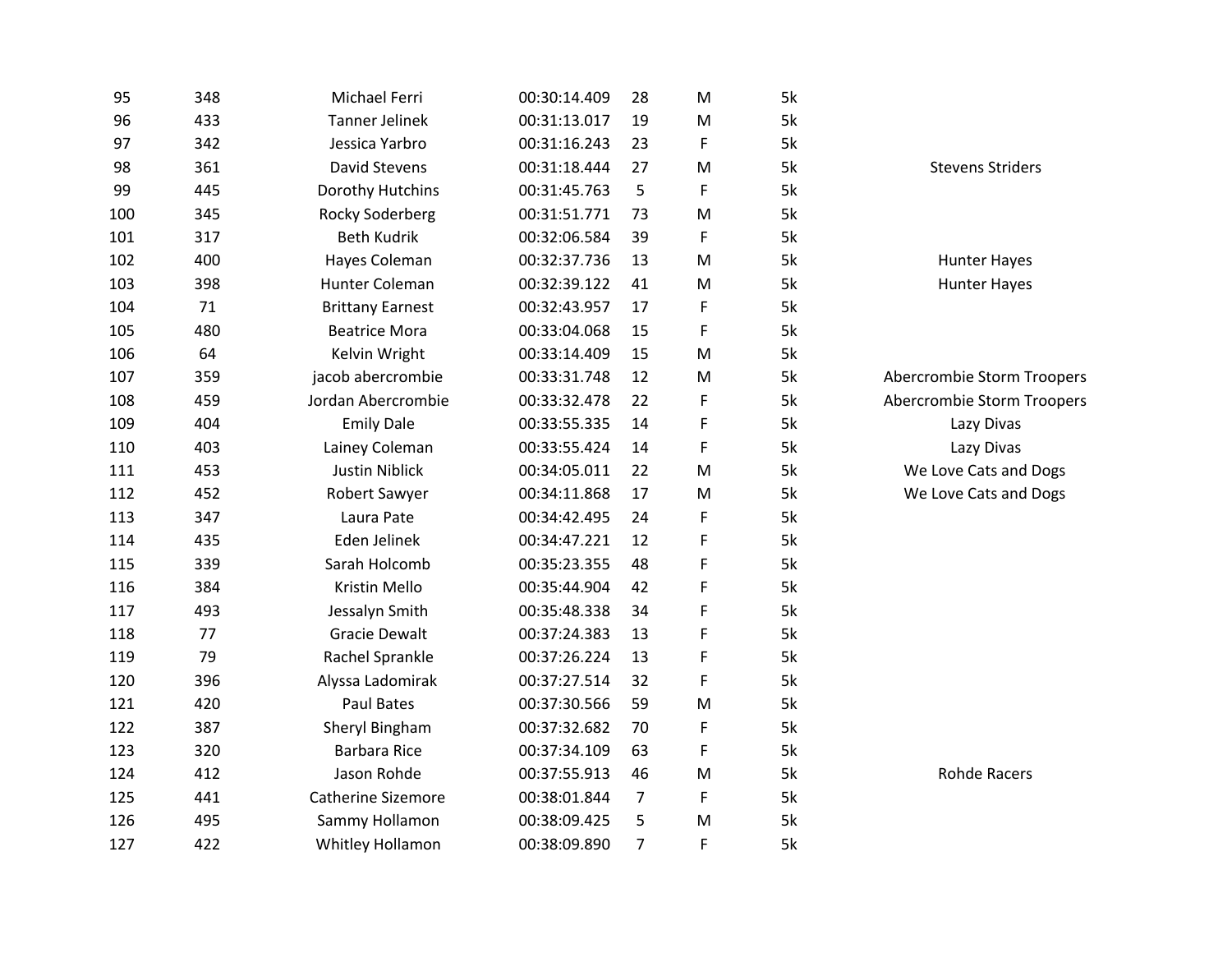| | | | | | | | |
|---|---|---|---|---|---|---|---|
| 95 | 348 | Michael Ferri | 00:30:14.409 | 28 | M | 5k | |
| 96 | 433 | Tanner Jelinek | 00:31:13.017 | 19 | M | 5k | |
| 97 | 342 | Jessica Yarbro | 00:31:16.243 | 23 | F | 5k | |
| 98 | 361 | David Stevens | 00:31:18.444 | 27 | M | 5k | Stevens Striders |
| 99 | 445 | Dorothy Hutchins | 00:31:45.763 | 5 | F | 5k | |
| 100 | 345 | Rocky Soderberg | 00:31:51.771 | 73 | M | 5k | |
| 101 | 317 | Beth Kudrik | 00:32:06.584 | 39 | F | 5k | |
| 102 | 400 | Hayes Coleman | 00:32:37.736 | 13 | M | 5k | Hunter Hayes |
| 103 | 398 | Hunter Coleman | 00:32:39.122 | 41 | M | 5k | Hunter Hayes |
| 104 | 71 | Brittany Earnest | 00:32:43.957 | 17 | F | 5k | |
| 105 | 480 | Beatrice Mora | 00:33:04.068 | 15 | F | 5k | |
| 106 | 64 | Kelvin Wright | 00:33:14.409 | 15 | M | 5k | |
| 107 | 359 | jacob abercrombie | 00:33:31.748 | 12 | M | 5k | Abercrombie Storm Troopers |
| 108 | 459 | Jordan Abercrombie | 00:33:32.478 | 22 | F | 5k | Abercrombie Storm Troopers |
| 109 | 404 | Emily Dale | 00:33:55.335 | 14 | F | 5k | Lazy Divas |
| 110 | 403 | Lainey Coleman | 00:33:55.424 | 14 | F | 5k | Lazy Divas |
| 111 | 453 | Justin Niblick | 00:34:05.011 | 22 | M | 5k | We Love Cats and Dogs |
| 112 | 452 | Robert Sawyer | 00:34:11.868 | 17 | M | 5k | We Love Cats and Dogs |
| 113 | 347 | Laura Pate | 00:34:42.495 | 24 | F | 5k | |
| 114 | 435 | Eden Jelinek | 00:34:47.221 | 12 | F | 5k | |
| 115 | 339 | Sarah Holcomb | 00:35:23.355 | 48 | F | 5k | |
| 116 | 384 | Kristin Mello | 00:35:44.904 | 42 | F | 5k | |
| 117 | 493 | Jessalyn Smith | 00:35:48.338 | 34 | F | 5k | |
| 118 | 77 | Gracie Dewalt | 00:37:24.383 | 13 | F | 5k | |
| 119 | 79 | Rachel Sprankle | 00:37:26.224 | 13 | F | 5k | |
| 120 | 396 | Alyssa Ladomirak | 00:37:27.514 | 32 | F | 5k | |
| 121 | 420 | Paul Bates | 00:37:30.566 | 59 | M | 5k | |
| 122 | 387 | Sheryl Bingham | 00:37:32.682 | 70 | F | 5k | |
| 123 | 320 | Barbara Rice | 00:37:34.109 | 63 | F | 5k | |
| 124 | 412 | Jason Rohde | 00:37:55.913 | 46 | M | 5k | Rohde Racers |
| 125 | 441 | Catherine Sizemore | 00:38:01.844 | 7 | F | 5k | |
| 126 | 495 | Sammy Hollamon | 00:38:09.425 | 5 | M | 5k | |
| 127 | 422 | Whitley Hollamon | 00:38:09.890 | 7 | F | 5k | |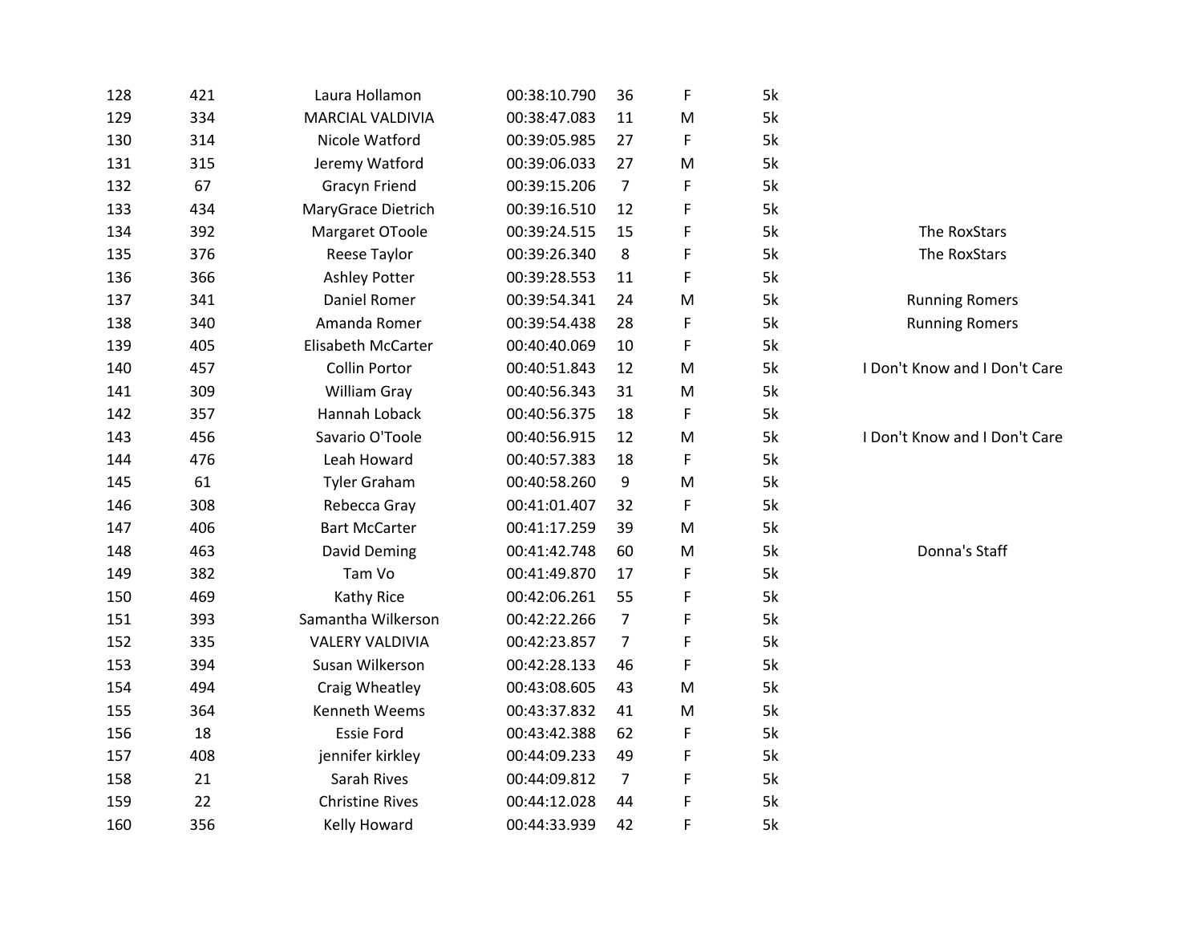| | | | | | | | |
|---|---|---|---|---|---|---|---|
| 128 | 421 | Laura Hollamon | 00:38:10.790 | 36 | F | 5k | |
| 129 | 334 | MARCIAL VALDIVIA | 00:38:47.083 | 11 | M | 5k | |
| 130 | 314 | Nicole Watford | 00:39:05.985 | 27 | F | 5k | |
| 131 | 315 | Jeremy Watford | 00:39:06.033 | 27 | M | 5k | |
| 132 | 67 | Gracyn Friend | 00:39:15.206 | 7 | F | 5k | |
| 133 | 434 | MaryGrace Dietrich | 00:39:16.510 | 12 | F | 5k | |
| 134 | 392 | Margaret OToole | 00:39:24.515 | 15 | F | 5k | The RoxStars |
| 135 | 376 | Reese Taylor | 00:39:26.340 | 8 | F | 5k | The RoxStars |
| 136 | 366 | Ashley Potter | 00:39:28.553 | 11 | F | 5k | |
| 137 | 341 | Daniel Romer | 00:39:54.341 | 24 | M | 5k | Running Romers |
| 138 | 340 | Amanda Romer | 00:39:54.438 | 28 | F | 5k | Running Romers |
| 139 | 405 | Elisabeth McCarter | 00:40:40.069 | 10 | F | 5k | |
| 140 | 457 | Collin Portor | 00:40:51.843 | 12 | M | 5k | I Don't Know and I Don't Care |
| 141 | 309 | William Gray | 00:40:56.343 | 31 | M | 5k | |
| 142 | 357 | Hannah Loback | 00:40:56.375 | 18 | F | 5k | |
| 143 | 456 | Savario O'Toole | 00:40:56.915 | 12 | M | 5k | I Don't Know and I Don't Care |
| 144 | 476 | Leah Howard | 00:40:57.383 | 18 | F | 5k | |
| 145 | 61 | Tyler Graham | 00:40:58.260 | 9 | M | 5k | |
| 146 | 308 | Rebecca Gray | 00:41:01.407 | 32 | F | 5k | |
| 147 | 406 | Bart McCarter | 00:41:17.259 | 39 | M | 5k | |
| 148 | 463 | David Deming | 00:41:42.748 | 60 | M | 5k | Donna's Staff |
| 149 | 382 | Tam Vo | 00:41:49.870 | 17 | F | 5k | |
| 150 | 469 | Kathy Rice | 00:42:06.261 | 55 | F | 5k | |
| 151 | 393 | Samantha Wilkerson | 00:42:22.266 | 7 | F | 5k | |
| 152 | 335 | VALERY VALDIVIA | 00:42:23.857 | 7 | F | 5k | |
| 153 | 394 | Susan Wilkerson | 00:42:28.133 | 46 | F | 5k | |
| 154 | 494 | Craig Wheatley | 00:43:08.605 | 43 | M | 5k | |
| 155 | 364 | Kenneth Weems | 00:43:37.832 | 41 | M | 5k | |
| 156 | 18 | Essie Ford | 00:43:42.388 | 62 | F | 5k | |
| 157 | 408 | jennifer kirkley | 00:44:09.233 | 49 | F | 5k | |
| 158 | 21 | Sarah Rives | 00:44:09.812 | 7 | F | 5k | |
| 159 | 22 | Christine Rives | 00:44:12.028 | 44 | F | 5k | |
| 160 | 356 | Kelly Howard | 00:44:33.939 | 42 | F | 5k | |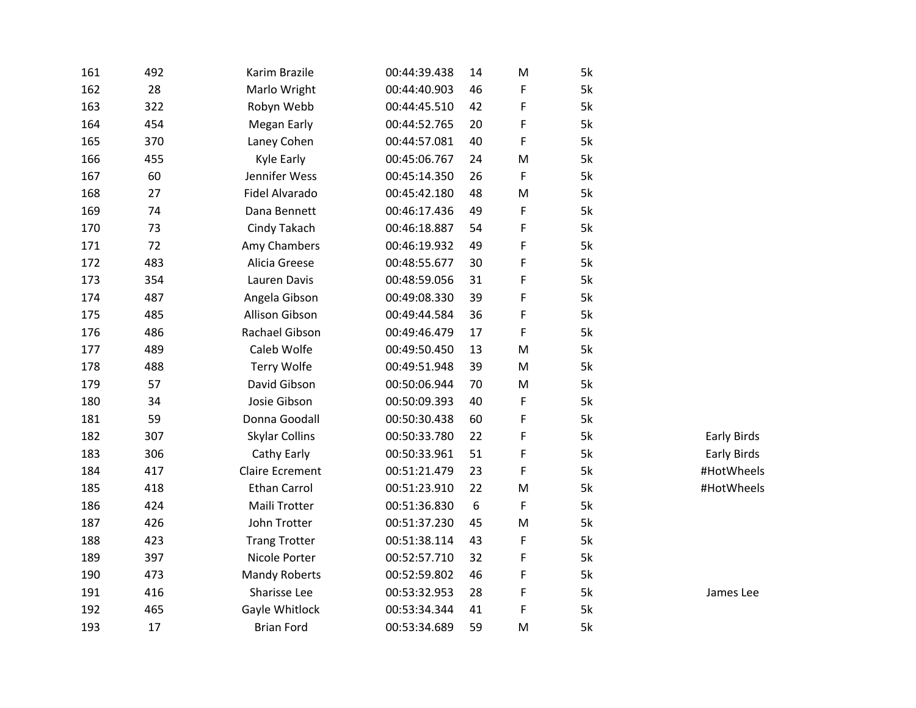| | | | | | | | |
|---|---|---|---|---|---|---|---|
| 161 | 492 | Karim Brazile | 00:44:39.438 | 14 | M | 5k | |
| 162 | 28 | Marlo Wright | 00:44:40.903 | 46 | F | 5k | |
| 163 | 322 | Robyn Webb | 00:44:45.510 | 42 | F | 5k | |
| 164 | 454 | Megan Early | 00:44:52.765 | 20 | F | 5k | |
| 165 | 370 | Laney Cohen | 00:44:57.081 | 40 | F | 5k | |
| 166 | 455 | Kyle Early | 00:45:06.767 | 24 | M | 5k | |
| 167 | 60 | Jennifer Wess | 00:45:14.350 | 26 | F | 5k | |
| 168 | 27 | Fidel Alvarado | 00:45:42.180 | 48 | M | 5k | |
| 169 | 74 | Dana Bennett | 00:46:17.436 | 49 | F | 5k | |
| 170 | 73 | Cindy Takach | 00:46:18.887 | 54 | F | 5k | |
| 171 | 72 | Amy Chambers | 00:46:19.932 | 49 | F | 5k | |
| 172 | 483 | Alicia Greese | 00:48:55.677 | 30 | F | 5k | |
| 173 | 354 | Lauren Davis | 00:48:59.056 | 31 | F | 5k | |
| 174 | 487 | Angela Gibson | 00:49:08.330 | 39 | F | 5k | |
| 175 | 485 | Allison Gibson | 00:49:44.584 | 36 | F | 5k | |
| 176 | 486 | Rachael Gibson | 00:49:46.479 | 17 | F | 5k | |
| 177 | 489 | Caleb Wolfe | 00:49:50.450 | 13 | M | 5k | |
| 178 | 488 | Terry Wolfe | 00:49:51.948 | 39 | M | 5k | |
| 179 | 57 | David Gibson | 00:50:06.944 | 70 | M | 5k | |
| 180 | 34 | Josie Gibson | 00:50:09.393 | 40 | F | 5k | |
| 181 | 59 | Donna Goodall | 00:50:30.438 | 60 | F | 5k | |
| 182 | 307 | Skylar Collins | 00:50:33.780 | 22 | F | 5k | Early Birds |
| 183 | 306 | Cathy Early | 00:50:33.961 | 51 | F | 5k | Early Birds |
| 184 | 417 | Claire Ecrement | 00:51:21.479 | 23 | F | 5k | #HotWheels |
| 185 | 418 | Ethan Carrol | 00:51:23.910 | 22 | M | 5k | #HotWheels |
| 186 | 424 | Maili Trotter | 00:51:36.830 | 6 | F | 5k | |
| 187 | 426 | John Trotter | 00:51:37.230 | 45 | M | 5k | |
| 188 | 423 | Trang Trotter | 00:51:38.114 | 43 | F | 5k | |
| 189 | 397 | Nicole Porter | 00:52:57.710 | 32 | F | 5k | |
| 190 | 473 | Mandy Roberts | 00:52:59.802 | 46 | F | 5k | |
| 191 | 416 | Sharisse Lee | 00:53:32.953 | 28 | F | 5k | James Lee |
| 192 | 465 | Gayle Whitlock | 00:53:34.344 | 41 | F | 5k | |
| 193 | 17 | Brian Ford | 00:53:34.689 | 59 | M | 5k | |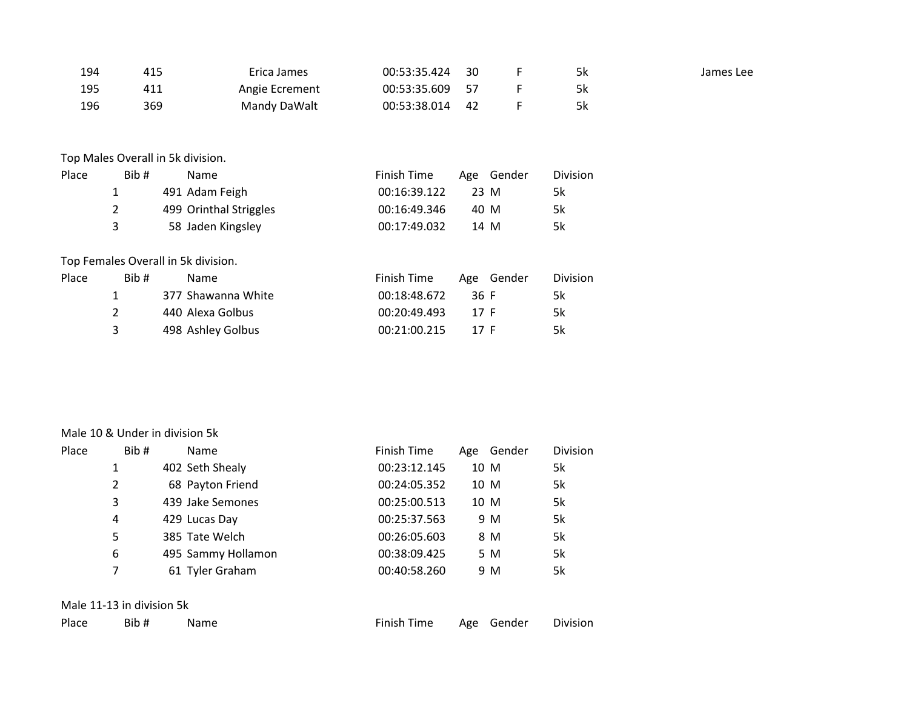| 194 | 415 | Erica James | 00:53:35.424 | 30 | F | 5k | James Lee |
|---|---|---|---|---|---|---|---|
| 195 | 411 | Angie Ecrement | 00:53:35.609 | 57 | F | 5k | |
| 196 | 369 | Mandy DaWalt | 00:53:38.014 | 42 | F | 5k | |

Top Males Overall in 5k division.

| Place | Bib # | Name | Finish Time | Age | Gender | Division |
|---|---|---|---|---|---|---|
| 1 | 491 | Adam Feigh | 00:16:39.122 | 23 | M | 5k |
| 2 | 499 | Orinthal Striggles | 00:16:49.346 | 40 | M | 5k |
| 3 | 58 | Jaden Kingsley | 00:17:49.032 | 14 | M | 5k |

Top Females Overall in 5k division.

| Place | Bib # | Name | Finish Time | Age | Gender | Division |
|---|---|---|---|---|---|---|
| 1 | 377 | Shawanna White | 00:18:48.672 | 36 | F | 5k |
| 2 | 440 | Alexa Golbus | 00:20:49.493 | 17 | F | 5k |
| 3 | 498 | Ashley Golbus | 00:21:00.215 | 17 | F | 5k |

Male 10 & Under in division 5k

| Place | Bib # | Name | Finish Time | Age | Gender | Division |
|---|---|---|---|---|---|---|
| 1 | 402 | Seth Shealy | 00:23:12.145 | 10 | M | 5k |
| 2 | 68 | Payton Friend | 00:24:05.352 | 10 | M | 5k |
| 3 | 439 | Jake Semones | 00:25:00.513 | 10 | M | 5k |
| 4 | 429 | Lucas Day | 00:25:37.563 | 9 | M | 5k |
| 5 | 385 | Tate Welch | 00:26:05.603 | 8 | M | 5k |
| 6 | 495 | Sammy Hollamon | 00:38:09.425 | 5 | M | 5k |
| 7 | 61 | Tyler Graham | 00:40:58.260 | 9 | M | 5k |

Male 11-13 in division 5k

| Place | Bib # | Name | Finish Time | Age | Gender | Division |
|---|---|---|---|---|---|---|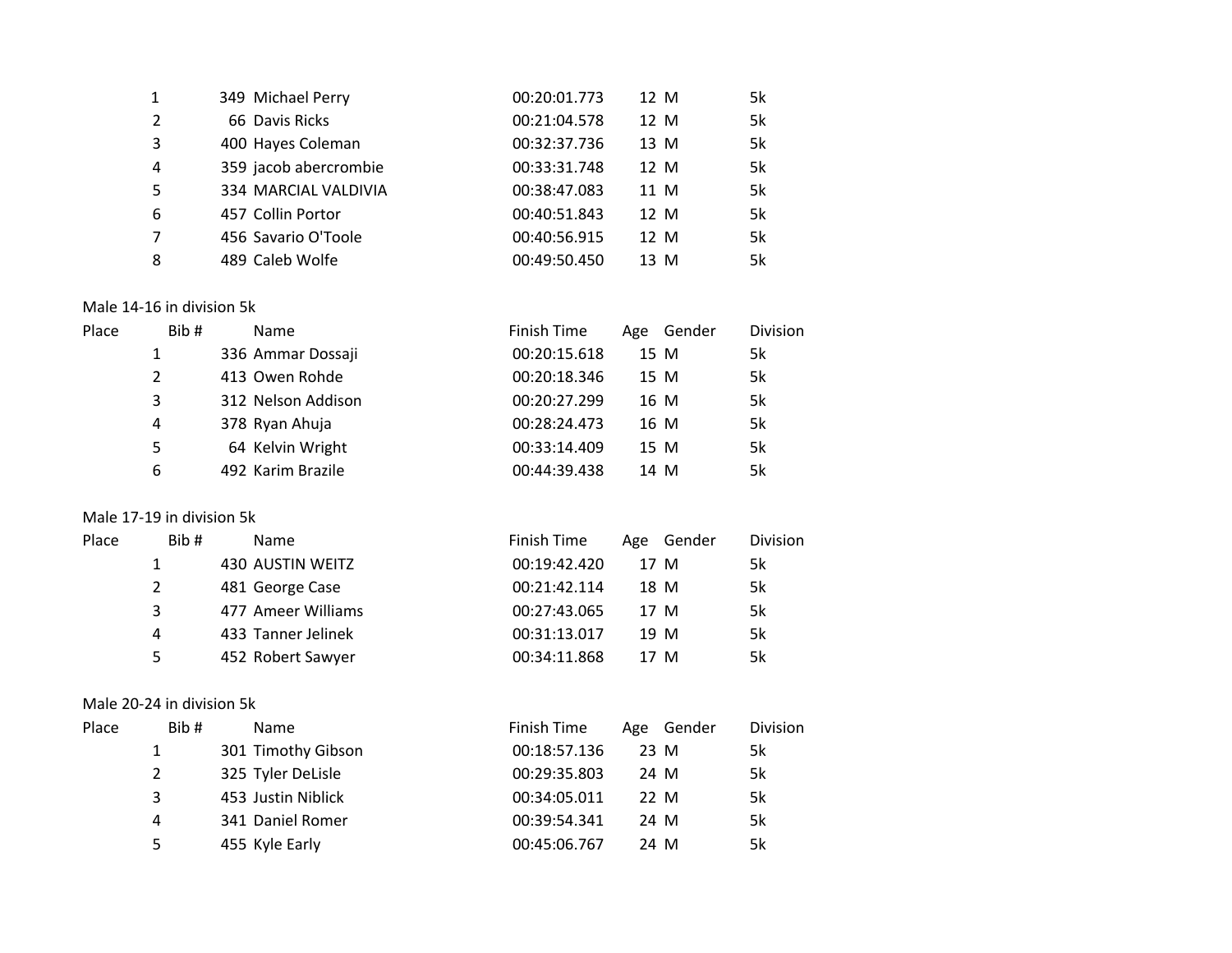| Place | Bib # | Name | Finish Time | Age | Gender | Division |
|---|---|---|---|---|---|---|
| 1 | 349 | Michael Perry | 00:20:01.773 | 12 | M | 5k |
| 2 | 66 | Davis Ricks | 00:21:04.578 | 12 | M | 5k |
| 3 | 400 | Hayes Coleman | 00:32:37.736 | 13 | M | 5k |
| 4 | 359 | jacob abercrombie | 00:33:31.748 | 12 | M | 5k |
| 5 | 334 | MARCIAL VALDIVIA | 00:38:47.083 | 11 | M | 5k |
| 6 | 457 | Collin Portor | 00:40:51.843 | 12 | M | 5k |
| 7 | 456 | Savario O'Toole | 00:40:56.915 | 12 | M | 5k |
| 8 | 489 | Caleb Wolfe | 00:49:50.450 | 13 | M | 5k |

Male 14-16 in division 5k

| Place | Bib # | Name | Finish Time | Age | Gender | Division |
|---|---|---|---|---|---|---|
| 1 | 336 | Ammar Dossaji | 00:20:15.618 | 15 | M | 5k |
| 2 | 413 | Owen Rohde | 00:20:18.346 | 15 | M | 5k |
| 3 | 312 | Nelson Addison | 00:20:27.299 | 16 | M | 5k |
| 4 | 378 | Ryan Ahuja | 00:28:24.473 | 16 | M | 5k |
| 5 | 64 | Kelvin Wright | 00:33:14.409 | 15 | M | 5k |
| 6 | 492 | Karim Brazile | 00:44:39.438 | 14 | M | 5k |

Male 17-19 in division 5k

| Place | Bib # | Name | Finish Time | Age | Gender | Division |
|---|---|---|---|---|---|---|
| 1 | 430 | AUSTIN WEITZ | 00:19:42.420 | 17 | M | 5k |
| 2 | 481 | George Case | 00:21:42.114 | 18 | M | 5k |
| 3 | 477 | Ameer Williams | 00:27:43.065 | 17 | M | 5k |
| 4 | 433 | Tanner Jelinek | 00:31:13.017 | 19 | M | 5k |
| 5 | 452 | Robert Sawyer | 00:34:11.868 | 17 | M | 5k |

Male 20-24 in division 5k

| Place | Bib # | Name | Finish Time | Age | Gender | Division |
|---|---|---|---|---|---|---|
| 1 | 301 | Timothy Gibson | 00:18:57.136 | 23 | M | 5k |
| 2 | 325 | Tyler DeLisle | 00:29:35.803 | 24 | M | 5k |
| 3 | 453 | Justin Niblick | 00:34:05.011 | 22 | M | 5k |
| 4 | 341 | Daniel Romer | 00:39:54.341 | 24 | M | 5k |
| 5 | 455 | Kyle Early | 00:45:06.767 | 24 | M | 5k |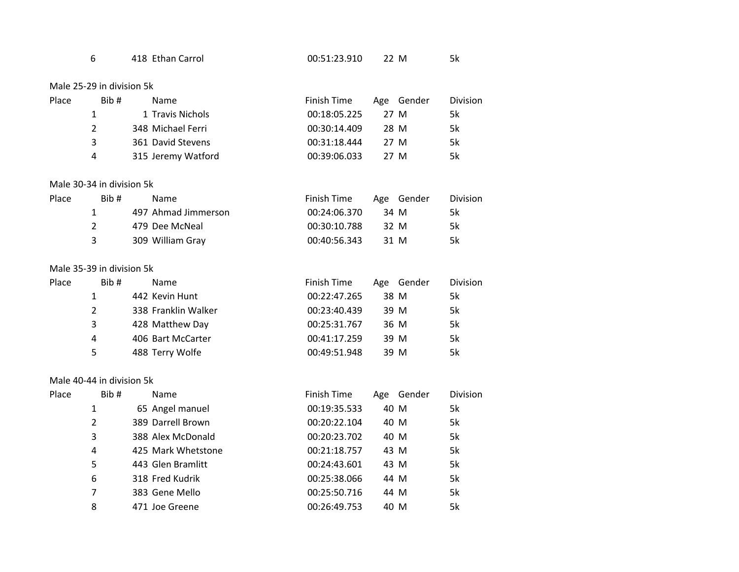| Place | Bib # | Name | Finish Time | Age | Gender | Division |
|---|---|---|---|---|---|---|
| 6 | 418 | Ethan Carrol | 00:51:23.910 | 22 | M | 5k |

Male 25-29 in division 5k

| Place | Bib # | Name | Finish Time | Age | Gender | Division |
|---|---|---|---|---|---|---|
| 1 | 1 | Travis Nichols | 00:18:05.225 | 27 | M | 5k |
| 2 | 348 | Michael Ferri | 00:30:14.409 | 28 | M | 5k |
| 3 | 361 | David Stevens | 00:31:18.444 | 27 | M | 5k |
| 4 | 315 | Jeremy Watford | 00:39:06.033 | 27 | M | 5k |

Male 30-34 in division 5k

| Place | Bib # | Name | Finish Time | Age | Gender | Division |
|---|---|---|---|---|---|---|
| 1 | 497 | Ahmad Jimmerson | 00:24:06.370 | 34 | M | 5k |
| 2 | 479 | Dee McNeal | 00:30:10.788 | 32 | M | 5k |
| 3 | 309 | William Gray | 00:40:56.343 | 31 | M | 5k |

Male 35-39 in division 5k

| Place | Bib # | Name | Finish Time | Age | Gender | Division |
|---|---|---|---|---|---|---|
| 1 | 442 | Kevin Hunt | 00:22:47.265 | 38 | M | 5k |
| 2 | 338 | Franklin Walker | 00:23:40.439 | 39 | M | 5k |
| 3 | 428 | Matthew Day | 00:25:31.767 | 36 | M | 5k |
| 4 | 406 | Bart McCarter | 00:41:17.259 | 39 | M | 5k |
| 5 | 488 | Terry Wolfe | 00:49:51.948 | 39 | M | 5k |

Male 40-44 in division 5k

| Place | Bib # | Name | Finish Time | Age | Gender | Division |
|---|---|---|---|---|---|---|
| 1 | 65 | Angel manuel | 00:19:35.533 | 40 | M | 5k |
| 2 | 389 | Darrell Brown | 00:20:22.104 | 40 | M | 5k |
| 3 | 388 | Alex McDonald | 00:20:23.702 | 40 | M | 5k |
| 4 | 425 | Mark Whetstone | 00:21:18.757 | 43 | M | 5k |
| 5 | 443 | Glen Bramlitt | 00:24:43.601 | 43 | M | 5k |
| 6 | 318 | Fred Kudrik | 00:25:38.066 | 44 | M | 5k |
| 7 | 383 | Gene Mello | 00:25:50.716 | 44 | M | 5k |
| 8 | 471 | Joe Greene | 00:26:49.753 | 40 | M | 5k |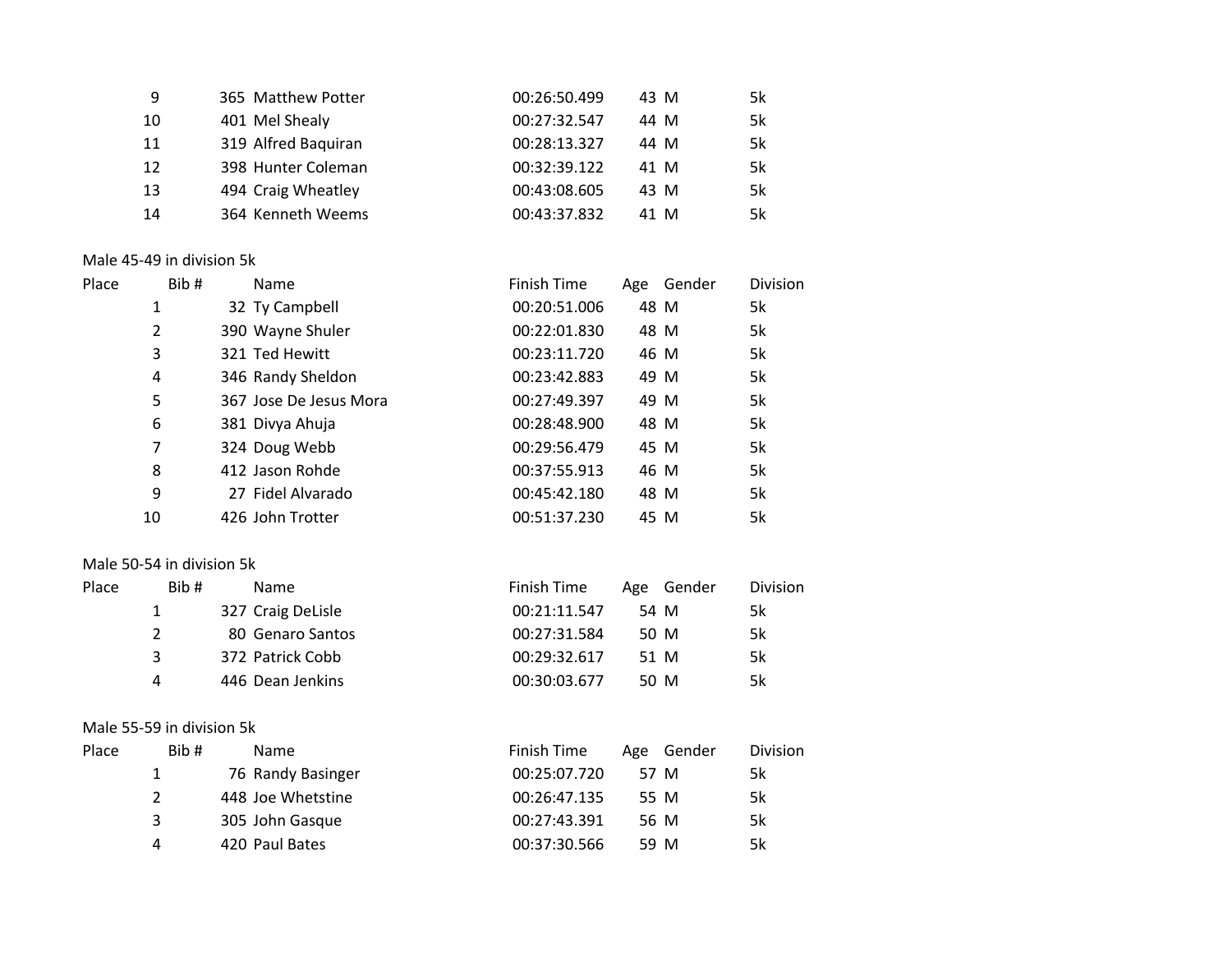| Place | Bib # | Name | Finish Time | Age | Gender | Division |
|---|---|---|---|---|---|---|
| 9 | 365 | Matthew Potter | 00:26:50.499 | 43 | M | 5k |
| 10 | 401 | Mel Shealy | 00:27:32.547 | 44 | M | 5k |
| 11 | 319 | Alfred Baquiran | 00:28:13.327 | 44 | M | 5k |
| 12 | 398 | Hunter Coleman | 00:32:39.122 | 41 | M | 5k |
| 13 | 494 | Craig Wheatley | 00:43:08.605 | 43 | M | 5k |
| 14 | 364 | Kenneth Weems | 00:43:37.832 | 41 | M | 5k |

Male 45-49 in division 5k

| Place | Bib # | Name | Finish Time | Age | Gender | Division |
|---|---|---|---|---|---|---|
| 1 | 32 | Ty Campbell | 00:20:51.006 | 48 | M | 5k |
| 2 | 390 | Wayne Shuler | 00:22:01.830 | 48 | M | 5k |
| 3 | 321 | Ted Hewitt | 00:23:11.720 | 46 | M | 5k |
| 4 | 346 | Randy Sheldon | 00:23:42.883 | 49 | M | 5k |
| 5 | 367 | Jose De Jesus Mora | 00:27:49.397 | 49 | M | 5k |
| 6 | 381 | Divya Ahuja | 00:28:48.900 | 48 | M | 5k |
| 7 | 324 | Doug Webb | 00:29:56.479 | 45 | M | 5k |
| 8 | 412 | Jason Rohde | 00:37:55.913 | 46 | M | 5k |
| 9 | 27 | Fidel Alvarado | 00:45:42.180 | 48 | M | 5k |
| 10 | 426 | John Trotter | 00:51:37.230 | 45 | M | 5k |

Male 50-54 in division 5k

| Place | Bib # | Name | Finish Time | Age | Gender | Division |
|---|---|---|---|---|---|---|
| 1 | 327 | Craig DeLisle | 00:21:11.547 | 54 | M | 5k |
| 2 | 80 | Genaro Santos | 00:27:31.584 | 50 | M | 5k |
| 3 | 372 | Patrick Cobb | 00:29:32.617 | 51 | M | 5k |
| 4 | 446 | Dean Jenkins | 00:30:03.677 | 50 | M | 5k |

Male 55-59 in division 5k

| Place | Bib # | Name | Finish Time | Age | Gender | Division |
|---|---|---|---|---|---|---|
| 1 | 76 | Randy Basinger | 00:25:07.720 | 57 | M | 5k |
| 2 | 448 | Joe Whetstine | 00:26:47.135 | 55 | M | 5k |
| 3 | 305 | John Gasque | 00:27:43.391 | 56 | M | 5k |
| 4 | 420 | Paul Bates | 00:37:30.566 | 59 | M | 5k |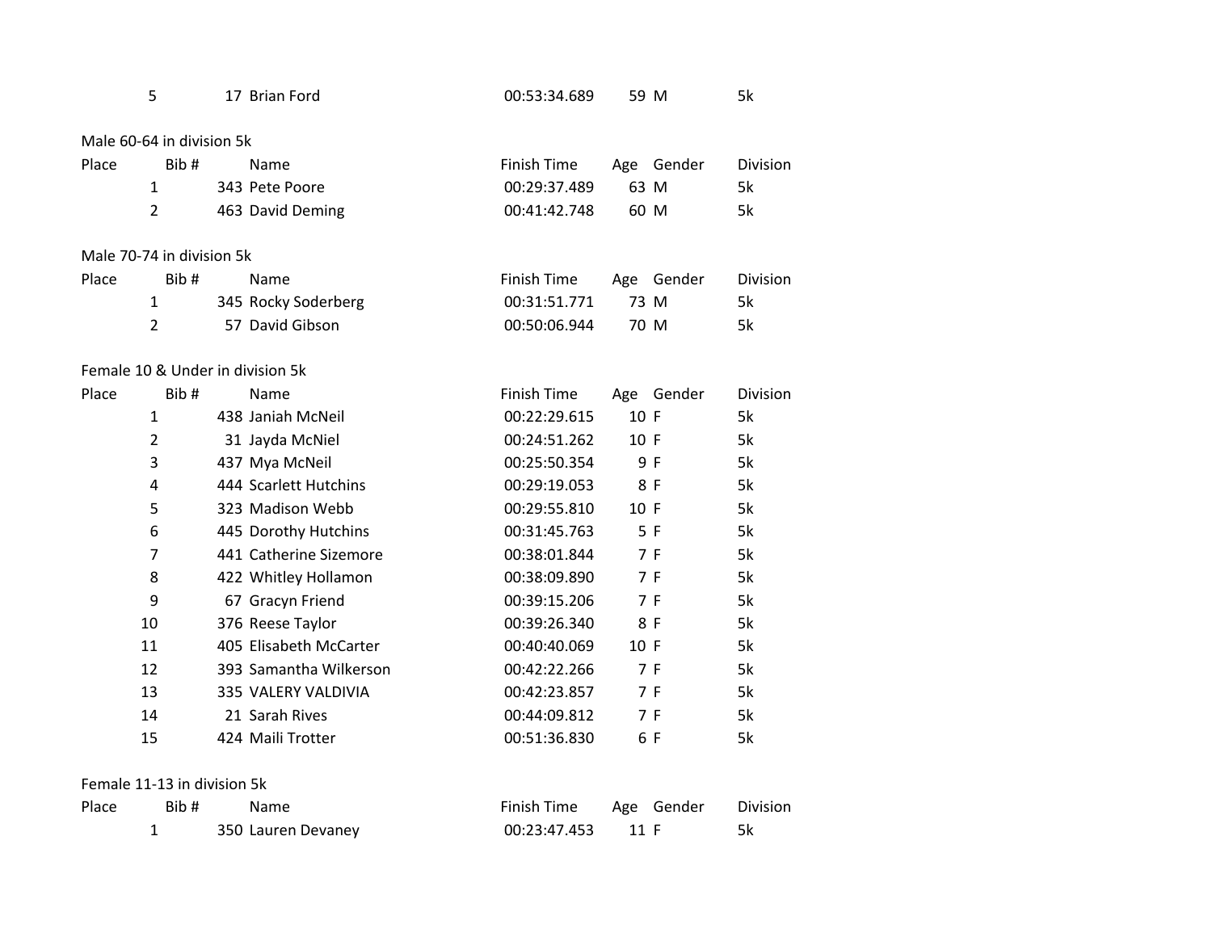| Place | Bib # | Name | Finish Time | Age | Gender | Division |
|---|---|---|---|---|---|---|
| 5 | 17 | Brian Ford | 00:53:34.689 | 59 | M | 5k |

Male 60-64 in division 5k

| Place | Bib # | Name | Finish Time | Age | Gender | Division |
|---|---|---|---|---|---|---|
| 1 | 343 | Pete Poore | 00:29:37.489 | 63 | M | 5k |
| 2 | 463 | David Deming | 00:41:42.748 | 60 | M | 5k |

Male 70-74 in division 5k

| Place | Bib # | Name | Finish Time | Age | Gender | Division |
|---|---|---|---|---|---|---|
| 1 | 345 | Rocky Soderberg | 00:31:51.771 | 73 | M | 5k |
| 2 | 57 | David Gibson | 00:50:06.944 | 70 | M | 5k |

Female 10 & Under in division 5k

| Place | Bib # | Name | Finish Time | Age | Gender | Division |
|---|---|---|---|---|---|---|
| 1 | 438 | Janiah McNeil | 00:22:29.615 | 10 | F | 5k |
| 2 | 31 | Jayda McNiel | 00:24:51.262 | 10 | F | 5k |
| 3 | 437 | Mya McNeil | 00:25:50.354 | 9 | F | 5k |
| 4 | 444 | Scarlett Hutchins | 00:29:19.053 | 8 | F | 5k |
| 5 | 323 | Madison Webb | 00:29:55.810 | 10 | F | 5k |
| 6 | 445 | Dorothy Hutchins | 00:31:45.763 | 5 | F | 5k |
| 7 | 441 | Catherine Sizemore | 00:38:01.844 | 7 | F | 5k |
| 8 | 422 | Whitley Hollamon | 00:38:09.890 | 7 | F | 5k |
| 9 | 67 | Gracyn Friend | 00:39:15.206 | 7 | F | 5k |
| 10 | 376 | Reese Taylor | 00:39:26.340 | 8 | F | 5k |
| 11 | 405 | Elisabeth McCarter | 00:40:40.069 | 10 | F | 5k |
| 12 | 393 | Samantha Wilkerson | 00:42:22.266 | 7 | F | 5k |
| 13 | 335 | VALERY VALDIVIA | 00:42:23.857 | 7 | F | 5k |
| 14 | 21 | Sarah Rives | 00:44:09.812 | 7 | F | 5k |
| 15 | 424 | Maili Trotter | 00:51:36.830 | 6 | F | 5k |

Female 11-13 in division 5k

| Place | Bib # | Name | Finish Time | Age | Gender | Division |
|---|---|---|---|---|---|---|
| 1 | 350 | Lauren Devaney | 00:23:47.453 | 11 | F | 5k |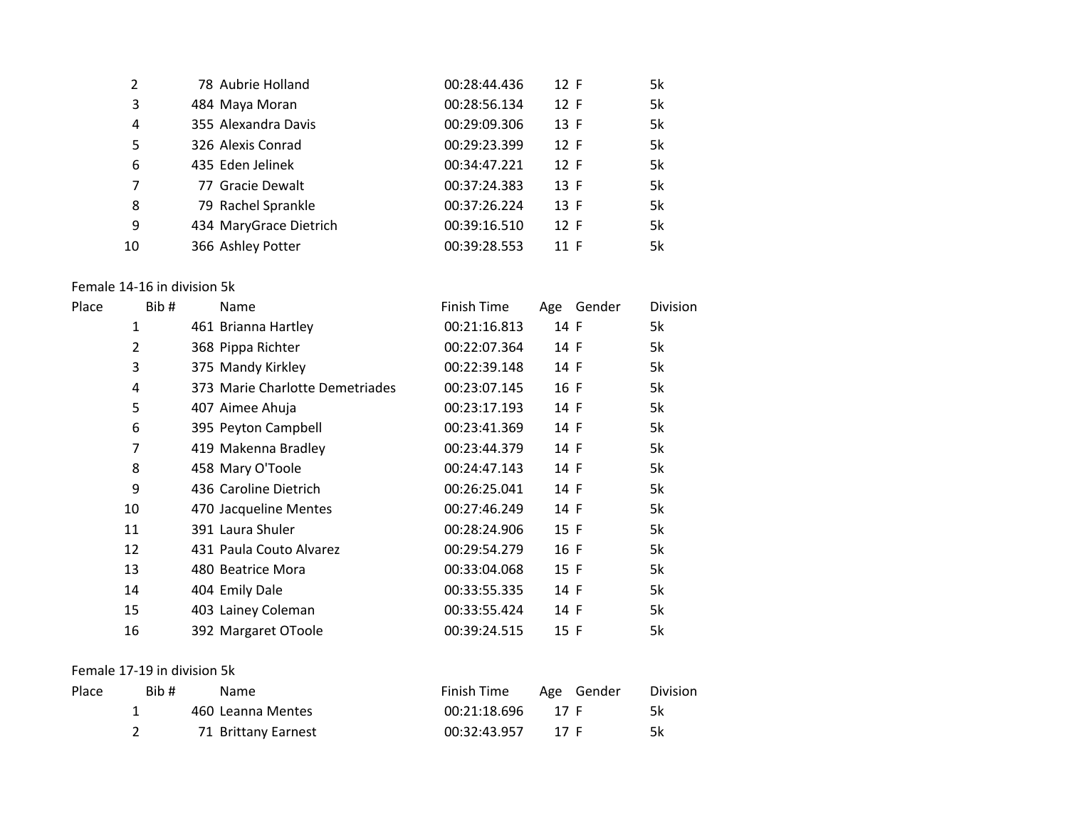| Place | Bib # | Name | Finish Time | Age | Gender | Division |
|---|---|---|---|---|---|---|
| 2 | 78 | Aubrie Holland | 00:28:44.436 | 12 | F | 5k |
| 3 | 484 | Maya Moran | 00:28:56.134 | 12 | F | 5k |
| 4 | 355 | Alexandra Davis | 00:29:09.306 | 13 | F | 5k |
| 5 | 326 | Alexis Conrad | 00:29:23.399 | 12 | F | 5k |
| 6 | 435 | Eden Jelinek | 00:34:47.221 | 12 | F | 5k |
| 7 | 77 | Gracie Dewalt | 00:37:24.383 | 13 | F | 5k |
| 8 | 79 | Rachel Sprankle | 00:37:26.224 | 13 | F | 5k |
| 9 | 434 | MaryGrace Dietrich | 00:39:16.510 | 12 | F | 5k |
| 10 | 366 | Ashley Potter | 00:39:28.553 | 11 | F | 5k |

Female 14-16 in division 5k

| Place | Bib # | Name | Finish Time | Age | Gender | Division |
|---|---|---|---|---|---|---|
| 1 | 461 | Brianna Hartley | 00:21:16.813 | 14 | F | 5k |
| 2 | 368 | Pippa Richter | 00:22:07.364 | 14 | F | 5k |
| 3 | 375 | Mandy Kirkley | 00:22:39.148 | 14 | F | 5k |
| 4 | 373 | Marie Charlotte Demetriades | 00:23:07.145 | 16 | F | 5k |
| 5 | 407 | Aimee Ahuja | 00:23:17.193 | 14 | F | 5k |
| 6 | 395 | Peyton Campbell | 00:23:41.369 | 14 | F | 5k |
| 7 | 419 | Makenna Bradley | 00:23:44.379 | 14 | F | 5k |
| 8 | 458 | Mary O'Toole | 00:24:47.143 | 14 | F | 5k |
| 9 | 436 | Caroline Dietrich | 00:26:25.041 | 14 | F | 5k |
| 10 | 470 | Jacqueline Mentes | 00:27:46.249 | 14 | F | 5k |
| 11 | 391 | Laura Shuler | 00:28:24.906 | 15 | F | 5k |
| 12 | 431 | Paula Couto Alvarez | 00:29:54.279 | 16 | F | 5k |
| 13 | 480 | Beatrice Mora | 00:33:04.068 | 15 | F | 5k |
| 14 | 404 | Emily Dale | 00:33:55.335 | 14 | F | 5k |
| 15 | 403 | Lainey Coleman | 00:33:55.424 | 14 | F | 5k |
| 16 | 392 | Margaret OToole | 00:39:24.515 | 15 | F | 5k |

Female 17-19 in division 5k

| Place | Bib # | Name | Finish Time | Age | Gender | Division |
|---|---|---|---|---|---|---|
| 1 | 460 | Leanna Mentes | 00:21:18.696 | 17 | F | 5k |
| 2 | 71 | Brittany Earnest | 00:32:43.957 | 17 | F | 5k |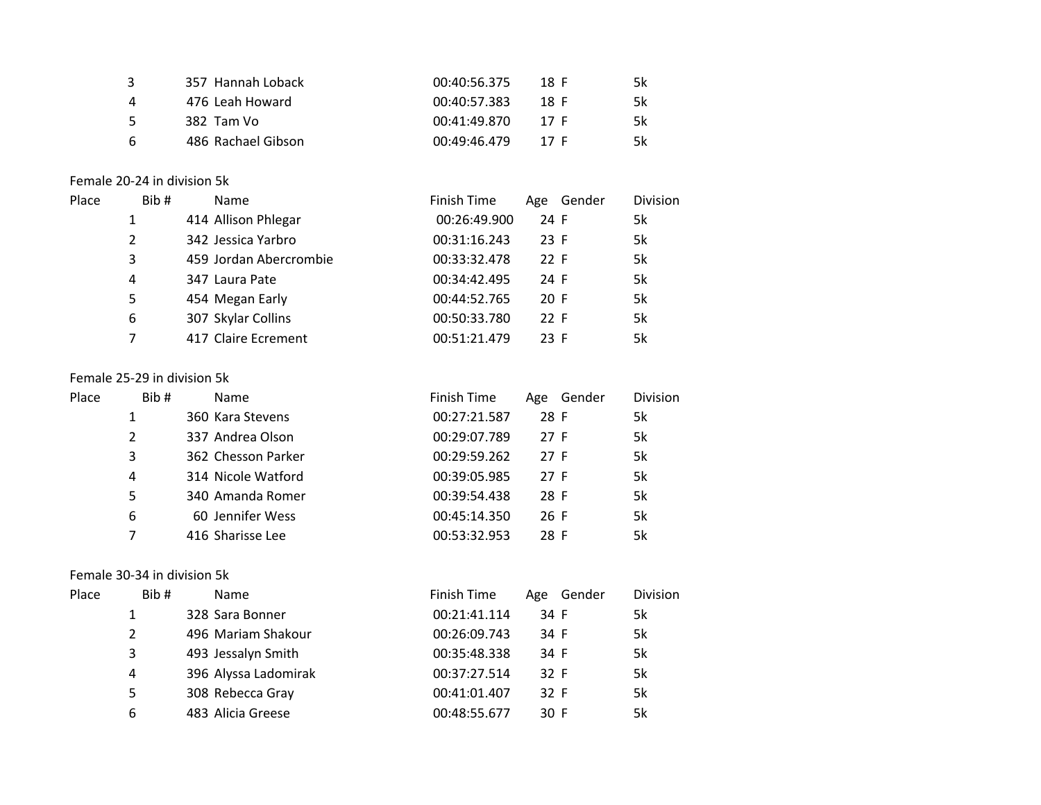| Place | Bib # | Name | Finish Time | Age | Gender | Division |
|---|---|---|---|---|---|---|
| 3 | 357 | Hannah Loback | 00:40:56.375 | 18 | F | 5k |
| 4 | 476 | Leah Howard | 00:40:57.383 | 18 | F | 5k |
| 5 | 382 | Tam Vo | 00:41:49.870 | 17 | F | 5k |
| 6 | 486 | Rachael Gibson | 00:49:46.479 | 17 | F | 5k |

Female 20-24 in division 5k

| Place | Bib # | Name | Finish Time | Age | Gender | Division |
|---|---|---|---|---|---|---|
| 1 | 414 | Allison Phlegar | 00:26:49.900 | 24 | F | 5k |
| 2 | 342 | Jessica Yarbro | 00:31:16.243 | 23 | F | 5k |
| 3 | 459 | Jordan Abercrombie | 00:33:32.478 | 22 | F | 5k |
| 4 | 347 | Laura Pate | 00:34:42.495 | 24 | F | 5k |
| 5 | 454 | Megan Early | 00:44:52.765 | 20 | F | 5k |
| 6 | 307 | Skylar Collins | 00:50:33.780 | 22 | F | 5k |
| 7 | 417 | Claire Ecrement | 00:51:21.479 | 23 | F | 5k |

Female 25-29 in division 5k

| Place | Bib # | Name | Finish Time | Age | Gender | Division |
|---|---|---|---|---|---|---|
| 1 | 360 | Kara Stevens | 00:27:21.587 | 28 | F | 5k |
| 2 | 337 | Andrea Olson | 00:29:07.789 | 27 | F | 5k |
| 3 | 362 | Chesson Parker | 00:29:59.262 | 27 | F | 5k |
| 4 | 314 | Nicole Watford | 00:39:05.985 | 27 | F | 5k |
| 5 | 340 | Amanda Romer | 00:39:54.438 | 28 | F | 5k |
| 6 | 60 | Jennifer Wess | 00:45:14.350 | 26 | F | 5k |
| 7 | 416 | Sharisse Lee | 00:53:32.953 | 28 | F | 5k |

Female 30-34 in division 5k

| Place | Bib # | Name | Finish Time | Age | Gender | Division |
|---|---|---|---|---|---|---|
| 1 | 328 | Sara Bonner | 00:21:41.114 | 34 | F | 5k |
| 2 | 496 | Mariam Shakour | 00:26:09.743 | 34 | F | 5k |
| 3 | 493 | Jessalyn Smith | 00:35:48.338 | 34 | F | 5k |
| 4 | 396 | Alyssa Ladomirak | 00:37:27.514 | 32 | F | 5k |
| 5 | 308 | Rebecca Gray | 00:41:01.407 | 32 | F | 5k |
| 6 | 483 | Alicia Greese | 00:48:55.677 | 30 | F | 5k |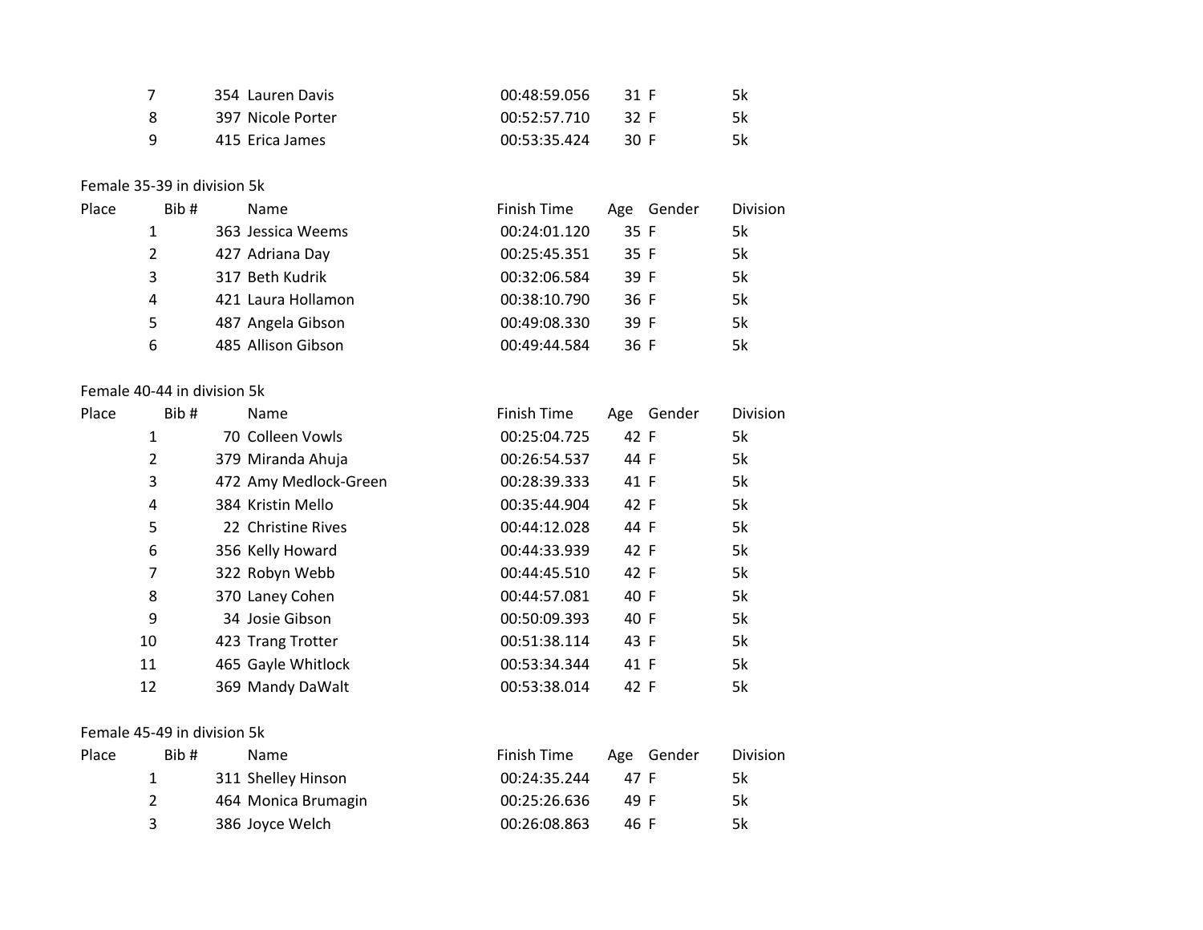| Place | Bib # | Name | Finish Time | Age | Gender | Division |
|---|---|---|---|---|---|---|
| 7 | 354 | Lauren Davis | 00:48:59.056 | 31 | F | 5k |
| 8 | 397 | Nicole Porter | 00:52:57.710 | 32 | F | 5k |
| 9 | 415 | Erica James | 00:53:35.424 | 30 | F | 5k |

Female 35-39 in division 5k

| Place | Bib # | Name | Finish Time | Age | Gender | Division |
|---|---|---|---|---|---|---|
| 1 | 363 | Jessica Weems | 00:24:01.120 | 35 | F | 5k |
| 2 | 427 | Adriana Day | 00:25:45.351 | 35 | F | 5k |
| 3 | 317 | Beth Kudrik | 00:32:06.584 | 39 | F | 5k |
| 4 | 421 | Laura Hollamon | 00:38:10.790 | 36 | F | 5k |
| 5 | 487 | Angela Gibson | 00:49:08.330 | 39 | F | 5k |
| 6 | 485 | Allison Gibson | 00:49:44.584 | 36 | F | 5k |

Female 40-44 in division 5k

| Place | Bib # | Name | Finish Time | Age | Gender | Division |
|---|---|---|---|---|---|---|
| 1 | 70 | Colleen Vowls | 00:25:04.725 | 42 | F | 5k |
| 2 | 379 | Miranda Ahuja | 00:26:54.537 | 44 | F | 5k |
| 3 | 472 | Amy Medlock-Green | 00:28:39.333 | 41 | F | 5k |
| 4 | 384 | Kristin Mello | 00:35:44.904 | 42 | F | 5k |
| 5 | 22 | Christine Rives | 00:44:12.028 | 44 | F | 5k |
| 6 | 356 | Kelly Howard | 00:44:33.939 | 42 | F | 5k |
| 7 | 322 | Robyn Webb | 00:44:45.510 | 42 | F | 5k |
| 8 | 370 | Laney Cohen | 00:44:57.081 | 40 | F | 5k |
| 9 | 34 | Josie Gibson | 00:50:09.393 | 40 | F | 5k |
| 10 | 423 | Trang Trotter | 00:51:38.114 | 43 | F | 5k |
| 11 | 465 | Gayle Whitlock | 00:53:34.344 | 41 | F | 5k |
| 12 | 369 | Mandy DaWalt | 00:53:38.014 | 42 | F | 5k |

Female 45-49 in division 5k

| Place | Bib # | Name | Finish Time | Age | Gender | Division |
|---|---|---|---|---|---|---|
| 1 | 311 | Shelley Hinson | 00:24:35.244 | 47 | F | 5k |
| 2 | 464 | Monica Brumagin | 00:25:26.636 | 49 | F | 5k |
| 3 | 386 | Joyce Welch | 00:26:08.863 | 46 | F | 5k |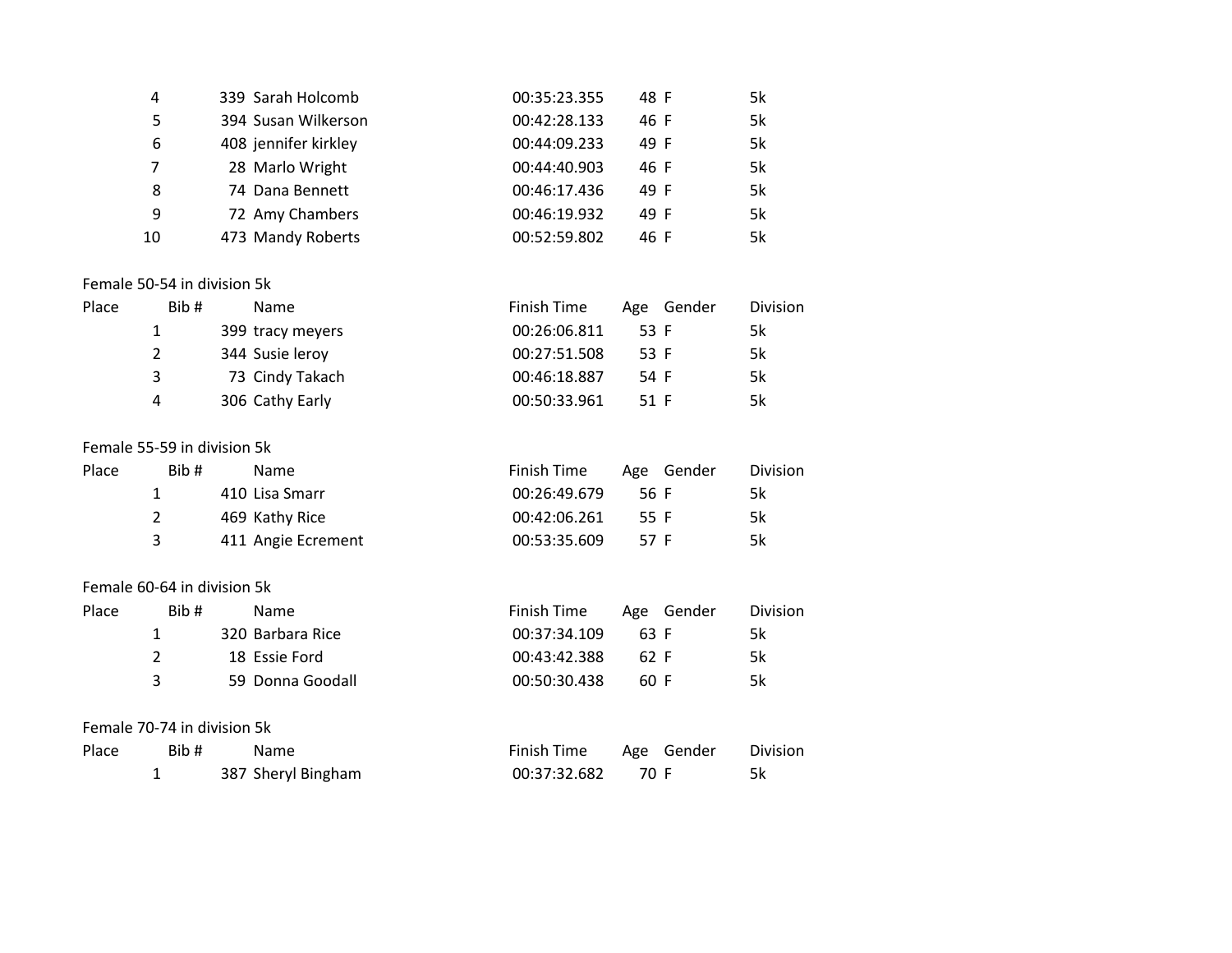| Place | Bib # | Name | Finish Time | Age | Gender | Division |
|---|---|---|---|---|---|---|
| 4 | 339 | Sarah Holcomb | 00:35:23.355 | 48 | F | 5k |
| 5 | 394 | Susan Wilkerson | 00:42:28.133 | 46 | F | 5k |
| 6 | 408 | jennifer kirkley | 00:44:09.233 | 49 | F | 5k |
| 7 | 28 | Marlo Wright | 00:44:40.903 | 46 | F | 5k |
| 8 | 74 | Dana Bennett | 00:46:17.436 | 49 | F | 5k |
| 9 | 72 | Amy Chambers | 00:46:19.932 | 49 | F | 5k |
| 10 | 473 | Mandy Roberts | 00:52:59.802 | 46 | F | 5k |

Female 50-54 in division 5k

| Place | Bib # | Name | Finish Time | Age | Gender | Division |
|---|---|---|---|---|---|---|
| 1 | 399 | tracy meyers | 00:26:06.811 | 53 | F | 5k |
| 2 | 344 | Susie leroy | 00:27:51.508 | 53 | F | 5k |
| 3 | 73 | Cindy Takach | 00:46:18.887 | 54 | F | 5k |
| 4 | 306 | Cathy Early | 00:50:33.961 | 51 | F | 5k |

Female 55-59 in division 5k

| Place | Bib # | Name | Finish Time | Age | Gender | Division |
|---|---|---|---|---|---|---|
| 1 | 410 | Lisa Smarr | 00:26:49.679 | 56 | F | 5k |
| 2 | 469 | Kathy Rice | 00:42:06.261 | 55 | F | 5k |
| 3 | 411 | Angie Ecrement | 00:53:35.609 | 57 | F | 5k |

Female 60-64 in division 5k

| Place | Bib # | Name | Finish Time | Age | Gender | Division |
|---|---|---|---|---|---|---|
| 1 | 320 | Barbara Rice | 00:37:34.109 | 63 | F | 5k |
| 2 | 18 | Essie Ford | 00:43:42.388 | 62 | F | 5k |
| 3 | 59 | Donna Goodall | 00:50:30.438 | 60 | F | 5k |

Female 70-74 in division 5k

| Place | Bib # | Name | Finish Time | Age | Gender | Division |
|---|---|---|---|---|---|---|
| 1 | 387 | Sheryl Bingham | 00:37:32.682 | 70 | F | 5k |